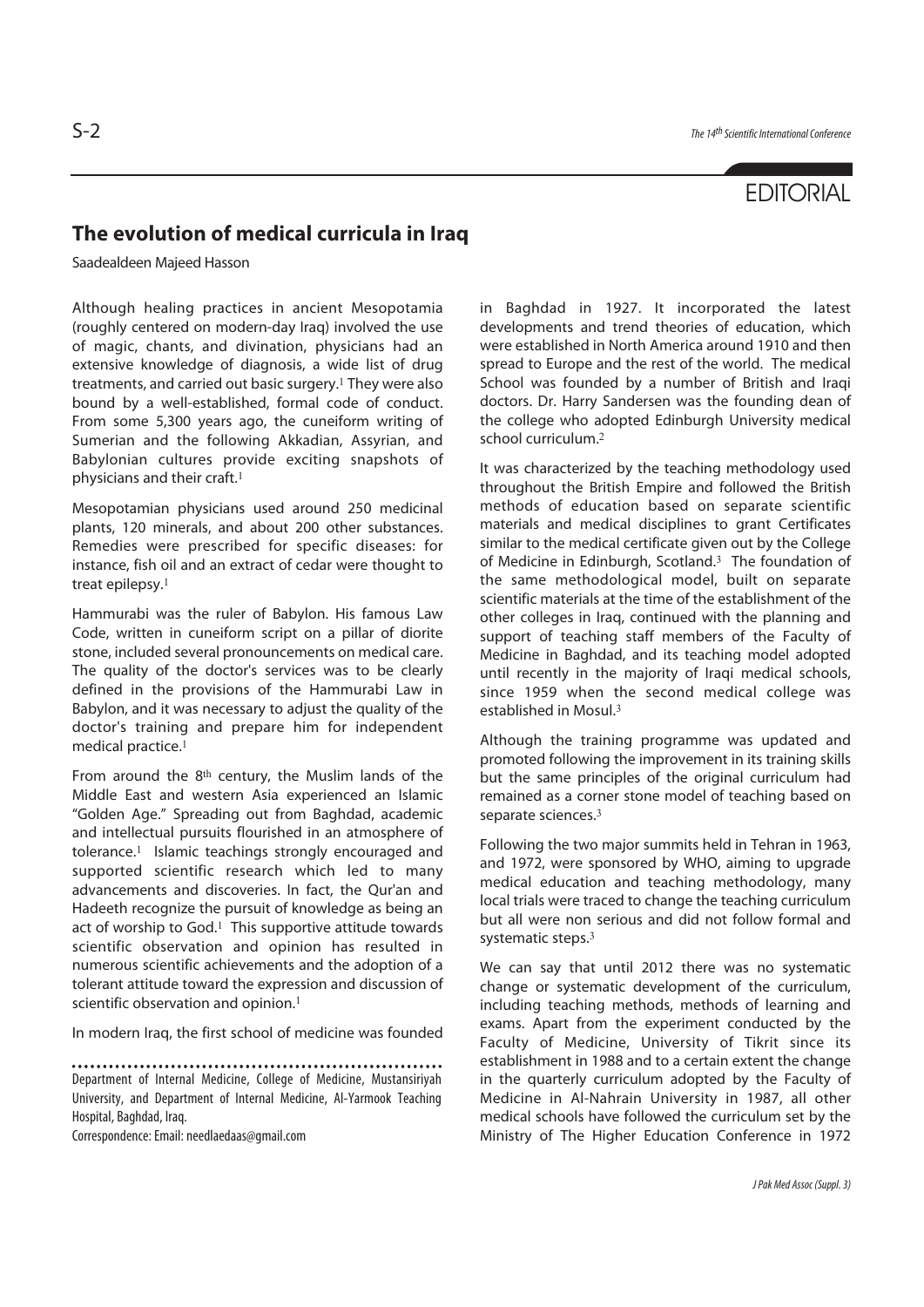EDITORIAL

# The evolution of medical curricula in Iraq

Saadealdeen Majeed Hasson

Although healing practices in ancient Mesopotamia (roughly centered on modern-day Iraq) involved the use of magic, chants, and divination, physicians had an extensive knowledge of diagnosis, a wide list of drug treatments, and carried out basic surgery.[1] They were also bound by a well-established, formal code of conduct. From some 5,300 years ago, the cuneiform writing of Sumerian and the following Akkadian, Assyrian, and Babylonian cultures provide exciting snapshots of physicians and their craft.[1]

Mesopotamian physicians used around 250 medicinal plants, 120 minerals, and about 200 other substances. Remedies were prescribed for specific diseases: for instance, fish oil and an extract of cedar were thought to treat epilepsy.[1]

Hammurabi was the ruler of Babylon. His famous Law Code, written in cuneiform script on a pillar of diorite stone, included several pronouncements on medical care. The quality of the doctor's services was to be clearly defined in the provisions of the Hammurabi Law in Babylon, and it was necessary to adjust the quality of the doctor's training and prepare him for independent medical practice.[1]

From around the 8th century, the Muslim lands of the Middle East and western Asia experienced an Islamic "Golden Age." Spreading out from Baghdad, academic and intellectual pursuits flourished in an atmosphere of tolerance.[1] Islamic teachings strongly encouraged and supported scientific research which led to many advancements and discoveries. In fact, the Qur'an and Hadeeth recognize the pursuit of knowledge as being an act of worship to God.[1] This supportive attitude towards scientific observation and opinion has resulted in numerous scientific achievements and the adoption of a tolerant attitude toward the expression and discussion of scientific observation and opinion.[1]

In modern Iraq, the first school of medicine was founded in Baghdad in 1927. It incorporated the latest developments and trend theories of education, which were established in North America around 1910 and then spread to Europe and the rest of the world. The medical School was founded by a number of British and Iraqi doctors. Dr. Harry Sandersen was the founding dean of the college who adopted Edinburgh University medical school curriculum.[2]

It was characterized by the teaching methodology used throughout the British Empire and followed the British methods of education based on separate scientific materials and medical disciplines to grant Certificates similar to the medical certificate given out by the College of Medicine in Edinburgh, Scotland.[3] The foundation of the same methodological model, built on separate scientific materials at the time of the establishment of the other colleges in Iraq, continued with the planning and support of teaching staff members of the Faculty of Medicine in Baghdad, and its teaching model adopted until recently in the majority of Iraqi medical schools, since 1959 when the second medical college was established in Mosul.[3]

Although the training programme was updated and promoted following the improvement in its training skills but the same principles of the original curriculum had remained as a corner stone model of teaching based on separate sciences.[3]

Following the two major summits held in Tehran in 1963, and 1972, were sponsored by WHO, aiming to upgrade medical education and teaching methodology, many local trials were traced to change the teaching curriculum but all were non serious and did not follow formal and systematic steps.[3]

We can say that until 2012 there was no systematic change or systematic development of the curriculum, including teaching methods, methods of learning and exams. Apart from the experiment conducted by the Faculty of Medicine, University of Tikrit since its establishment in 1988 and to a certain extent the change in the quarterly curriculum adopted by the Faculty of Medicine in Al-Nahrain University in 1987, all other medical schools have followed the curriculum set by the Ministry of The Higher Education Conference in 1972

---

Department of Internal Medicine, College of Medicine, Mustansiriyah University, and Department of Internal Medicine, Al-Yarmook Teaching Hospital, Baghdad, Iraq.

Correspondence: Email: needlaedaas@gmail.com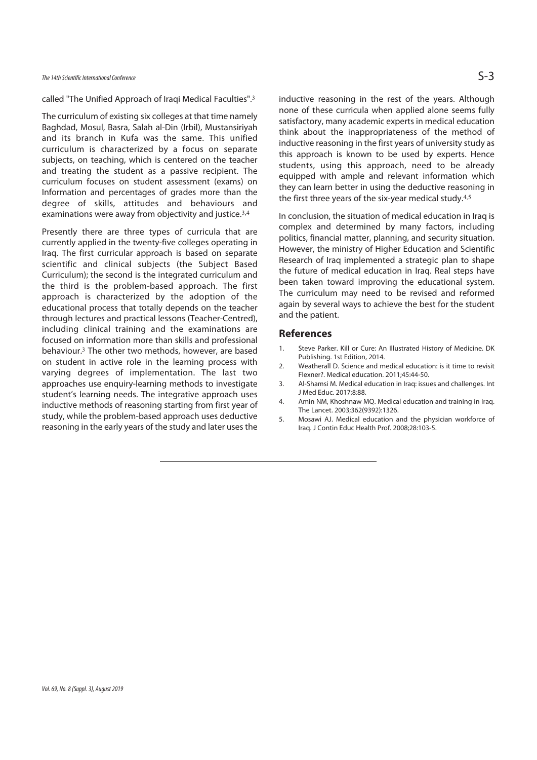called "The Unified Approach of Iraqi Medical Faculties".[3]

The curriculum of existing six colleges at that time namely Baghdad, Mosul, Basra, Salah al-Din (Irbil), Mustansiriyah and its branch in Kufa was the same. This unified curriculum is characterized by a focus on separate subjects, on teaching, which is centered on the teacher and treating the student as a passive recipient. The curriculum focuses on student assessment (exams) on Information and percentages of grades more than the degree of skills, attitudes and behaviours and examinations were away from objectivity and justice.[3,4]

Presently there are three types of curricula that are currently applied in the twenty-five colleges operating in Iraq. The first curricular approach is based on separate scientific and clinical subjects (the Subject Based Curriculum); the second is the integrated curriculum and the third is the problem-based approach. The first approach is characterized by the adoption of the educational process that totally depends on the teacher through lectures and practical lessons (Teacher-Centred), including clinical training and the examinations are focused on information more than skills and professional behaviour.[3] The other two methods, however, are based on student in active role in the learning process with varying degrees of implementation. The last two approaches use enquiry-learning methods to investigate student's learning needs. The integrative approach uses inductive methods of reasoning starting from first year of study, while the problem-based approach uses deductive reasoning in the early years of the study and later uses the inductive reasoning in the rest of the years. Although none of these curricula when applied alone seems fully satisfactory, many academic experts in medical education think about the inappropriateness of the method of inductive reasoning in the first years of university study as this approach is known to be used by experts. Hence students, using this approach, need to be already equipped with ample and relevant information which they can learn better in using the deductive reasoning in the first three years of the six-year medical study.[4,5]

In conclusion, the situation of medical education in Iraq is complex and determined by many factors, including politics, financial matter, planning, and security situation. However, the ministry of Higher Education and Scientific Research of Iraq implemented a strategic plan to shape the future of medical education in Iraq. Real steps have been taken toward improving the educational system. The curriculum may need to be revised and reformed again by several ways to achieve the best for the student and the patient.

## References

1. Steve Parker. Kill or Cure: An Illustrated History of Medicine. DK Publishing. 1st Edition, 2014.
2. Weatherall D. Science and medical education: is it time to revisit Flexner?. Medical education. 2011;45:44-50.
3. Al-Shamsi M. Medical education in Iraq: issues and challenges. Int J Med Educ. 2017;8:88.
4. Amin NM, Khoshnaw MQ. Medical education and training in Iraq. The Lancet. 2003;362(9392):1326.
5. Mosawi AJ. Medical education and the physician workforce of Iraq. J Contin Educ Health Prof. 2008;28:103-5.